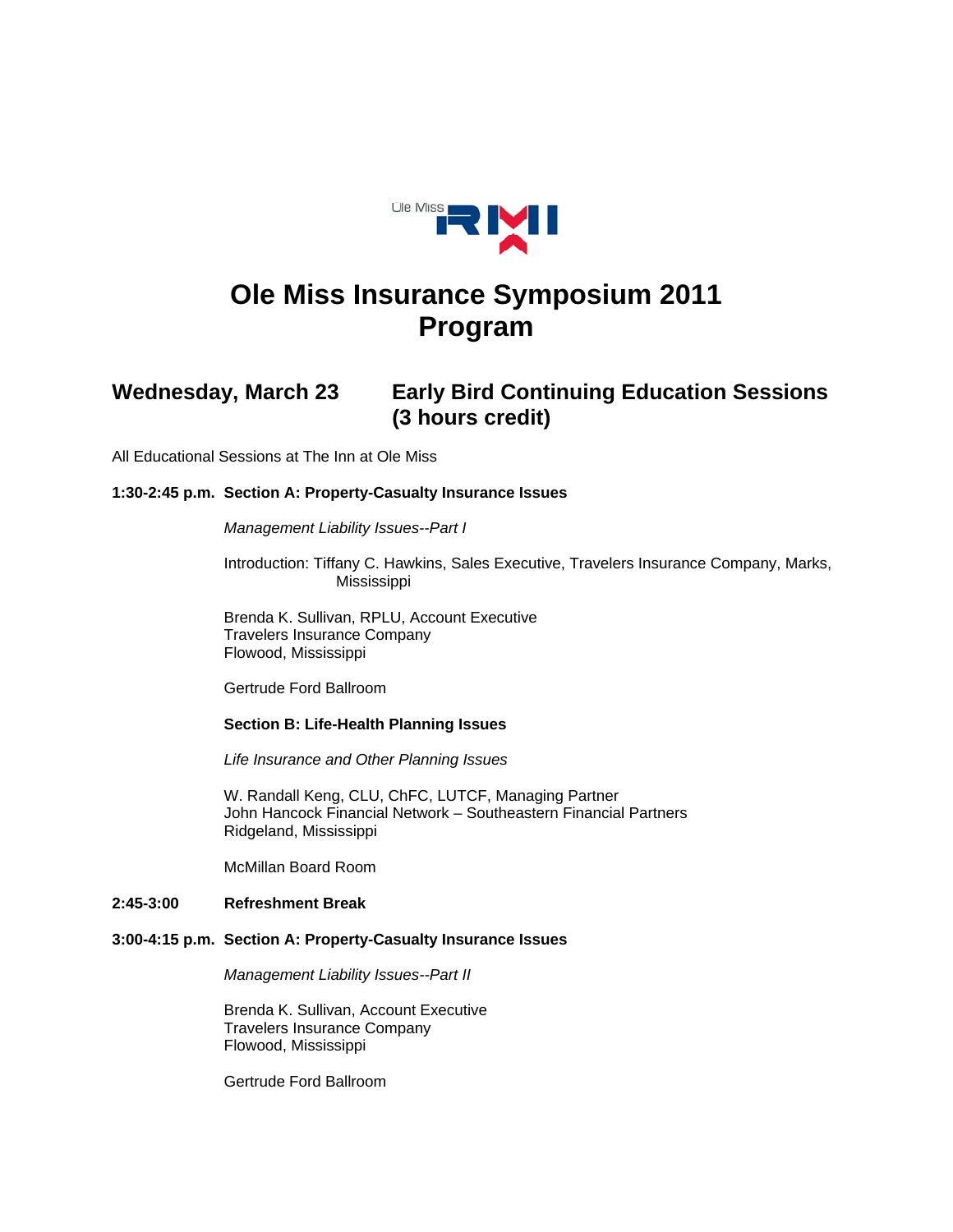Ole Miss RMI

# Ole Miss Insurance Symposium 2011
# Program

## Wednesday, March 23 — Early Bird Continuing Education Sessions (3 hours credit)

All Educational Sessions at The Inn at Ole Miss

**1:30-2:45 p.m. Section A: Property-Casualty Insurance Issues**

*Management Liability Issues--Part I*

Introduction: Tiffany C. Hawkins, Sales Executive, Travelers Insurance Company, Marks, Mississippi

Brenda K. Sullivan, RPLU, Account Executive
Travelers Insurance Company
Flowood, Mississippi

Gertrude Ford Ballroom

**Section B: Life-Health Planning Issues**

*Life Insurance and Other Planning Issues*

W. Randall Keng, CLU, ChFC, LUTCF, Managing Partner
John Hancock Financial Network – Southeastern Financial Partners
Ridgeland, Mississippi

McMillan Board Room

**2:45-3:00 Refreshment Break**

**3:00-4:15 p.m. Section A: Property-Casualty Insurance Issues**

*Management Liability Issues--Part II*

Brenda K. Sullivan, Account Executive
Travelers Insurance Company
Flowood, Mississippi

Gertrude Ford Ballroom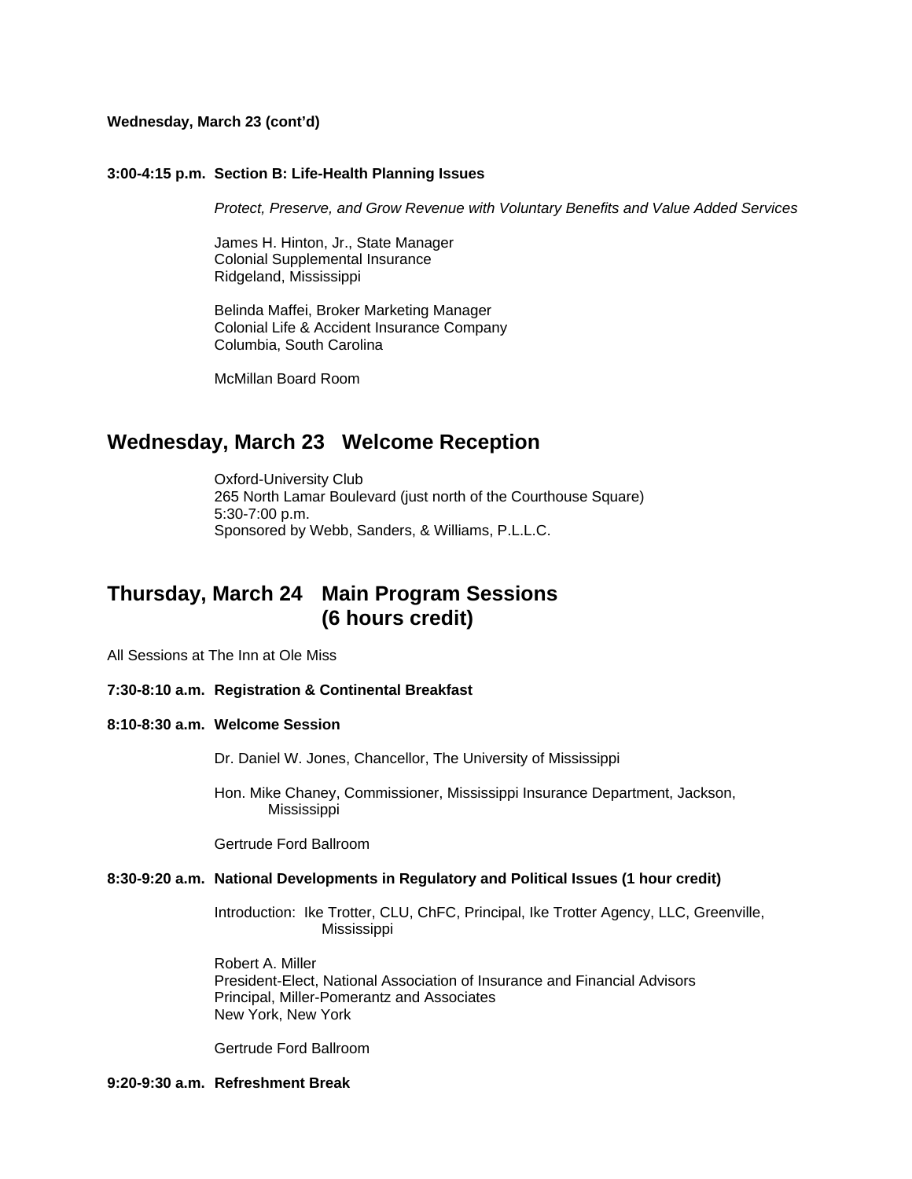**Wednesday, March 23 (cont'd)**

**3:00-4:15 p.m. Section B: Life-Health Planning Issues**

*Protect, Preserve, and Grow Revenue with Voluntary Benefits and Value Added Services*

James H. Hinton, Jr., State Manager
Colonial Supplemental Insurance
Ridgeland, Mississippi

Belinda Maffei, Broker Marketing Manager
Colonial Life & Accident Insurance Company
Columbia, South Carolina

McMillan Board Room

## Wednesday, March 23 Welcome Reception

Oxford-University Club
265 North Lamar Boulevard (just north of the Courthouse Square)
5:30-7:00 p.m.
Sponsored by Webb, Sanders, & Williams, P.L.L.C.

## Thursday, March 24 Main Program Sessions (6 hours credit)

All Sessions at The Inn at Ole Miss

**7:30-8:10 a.m. Registration & Continental Breakfast**

**8:10-8:30 a.m. Welcome Session**

Dr. Daniel W. Jones, Chancellor, The University of Mississippi

Hon. Mike Chaney, Commissioner, Mississippi Insurance Department, Jackson, Mississippi

Gertrude Ford Ballroom

**8:30-9:20 a.m. National Developments in Regulatory and Political Issues (1 hour credit)**

Introduction: Ike Trotter, CLU, ChFC, Principal, Ike Trotter Agency, LLC, Greenville, Mississippi

Robert A. Miller
President-Elect, National Association of Insurance and Financial Advisors
Principal, Miller-Pomerantz and Associates
New York, New York

Gertrude Ford Ballroom

**9:20-9:30 a.m. Refreshment Break**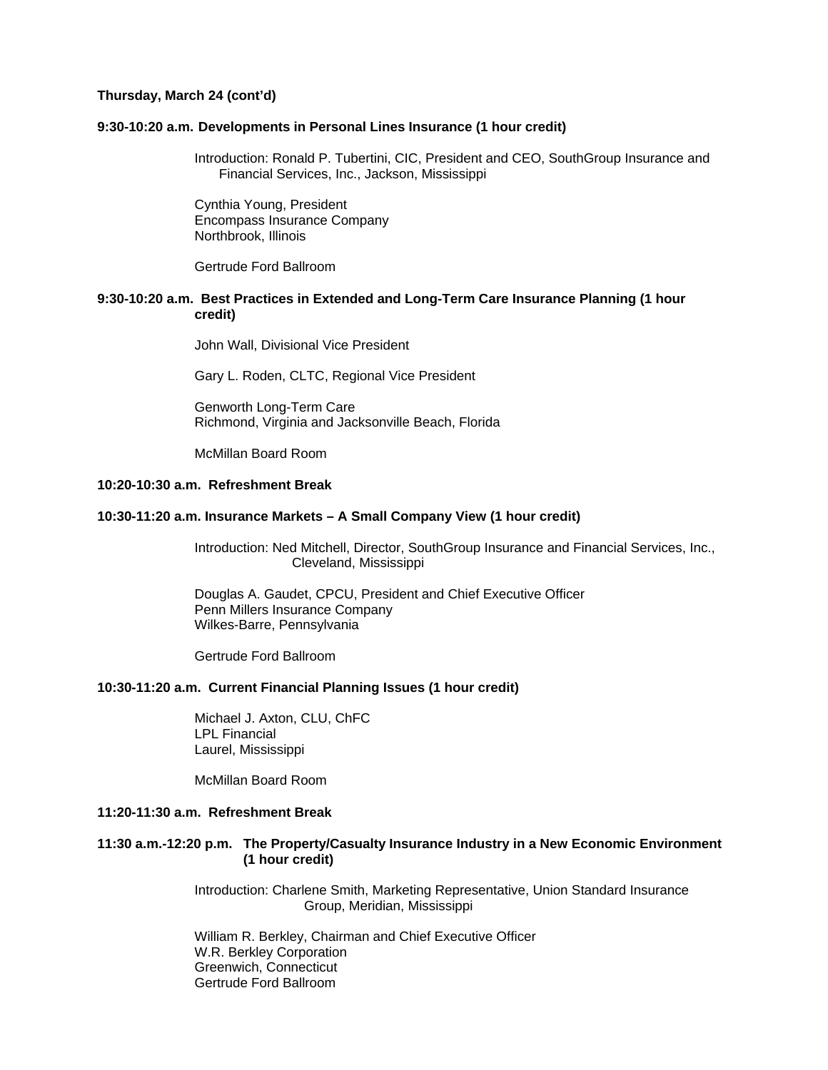**Thursday, March 24 (cont'd)**

**9:30-10:20 a.m. Developments in Personal Lines Insurance (1 hour credit)**

Introduction: Ronald P. Tubertini, CIC, President and CEO, SouthGroup Insurance and Financial Services, Inc., Jackson, Mississippi

Cynthia Young, President
Encompass Insurance Company
Northbrook, Illinois

Gertrude Ford Ballroom

**9:30-10:20 a.m. Best Practices in Extended and Long-Term Care Insurance Planning (1 hour credit)**

John Wall, Divisional Vice President

Gary L. Roden, CLTC, Regional Vice President

Genworth Long-Term Care
Richmond, Virginia and Jacksonville Beach, Florida

McMillan Board Room

**10:20-10:30 a.m. Refreshment Break**

**10:30-11:20 a.m. Insurance Markets – A Small Company View (1 hour credit)**

Introduction: Ned Mitchell, Director, SouthGroup Insurance and Financial Services, Inc., Cleveland, Mississippi

Douglas A. Gaudet, CPCU, President and Chief Executive Officer
Penn Millers Insurance Company
Wilkes-Barre, Pennsylvania

Gertrude Ford Ballroom

**10:30-11:20 a.m. Current Financial Planning Issues (1 hour credit)**

Michael J. Axton, CLU, ChFC
LPL Financial
Laurel, Mississippi

McMillan Board Room

**11:20-11:30 a.m. Refreshment Break**

**11:30 a.m.-12:20 p.m. The Property/Casualty Insurance Industry in a New Economic Environment (1 hour credit)**

Introduction: Charlene Smith, Marketing Representative, Union Standard Insurance Group, Meridian, Mississippi

William R. Berkley, Chairman and Chief Executive Officer
W.R. Berkley Corporation
Greenwich, Connecticut
Gertrude Ford Ballroom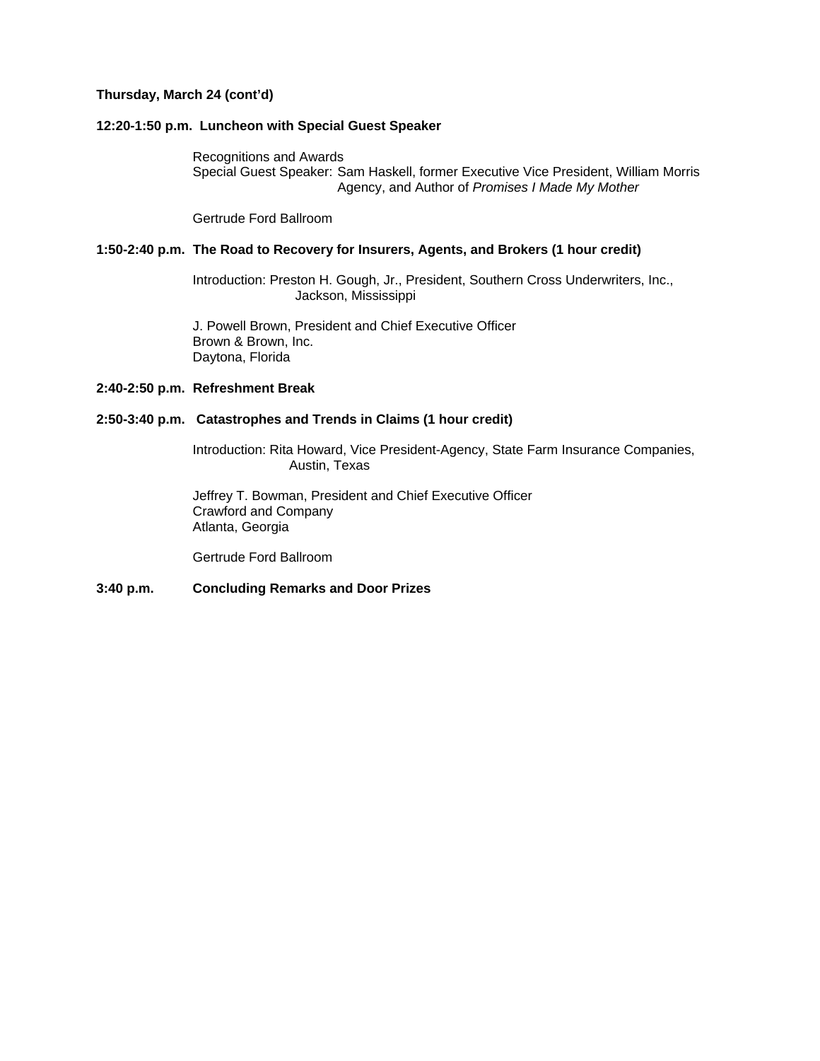**Thursday, March 24 (cont'd)**

**12:20-1:50 p.m.  Luncheon with Special Guest Speaker**

Recognitions and Awards
Special Guest Speaker: Sam Haskell, former Executive Vice President, William Morris Agency, and Author of *Promises I Made My Mother*

Gertrude Ford Ballroom

**1:50-2:40 p.m.  The Road to Recovery for Insurers, Agents, and Brokers (1 hour credit)**

Introduction: Preston H. Gough, Jr., President, Southern Cross Underwriters, Inc., Jackson, Mississippi

J. Powell Brown, President and Chief Executive Officer
Brown & Brown, Inc.
Daytona, Florida

**2:40-2:50 p.m.  Refreshment Break**

**2:50-3:40 p.m.  Catastrophes and Trends in Claims (1 hour credit)**

Introduction: Rita Howard, Vice President-Agency, State Farm Insurance Companies, Austin, Texas

Jeffrey T. Bowman, President and Chief Executive Officer
Crawford and Company
Atlanta, Georgia

Gertrude Ford Ballroom

**3:40 p.m.  Concluding Remarks and Door Prizes**